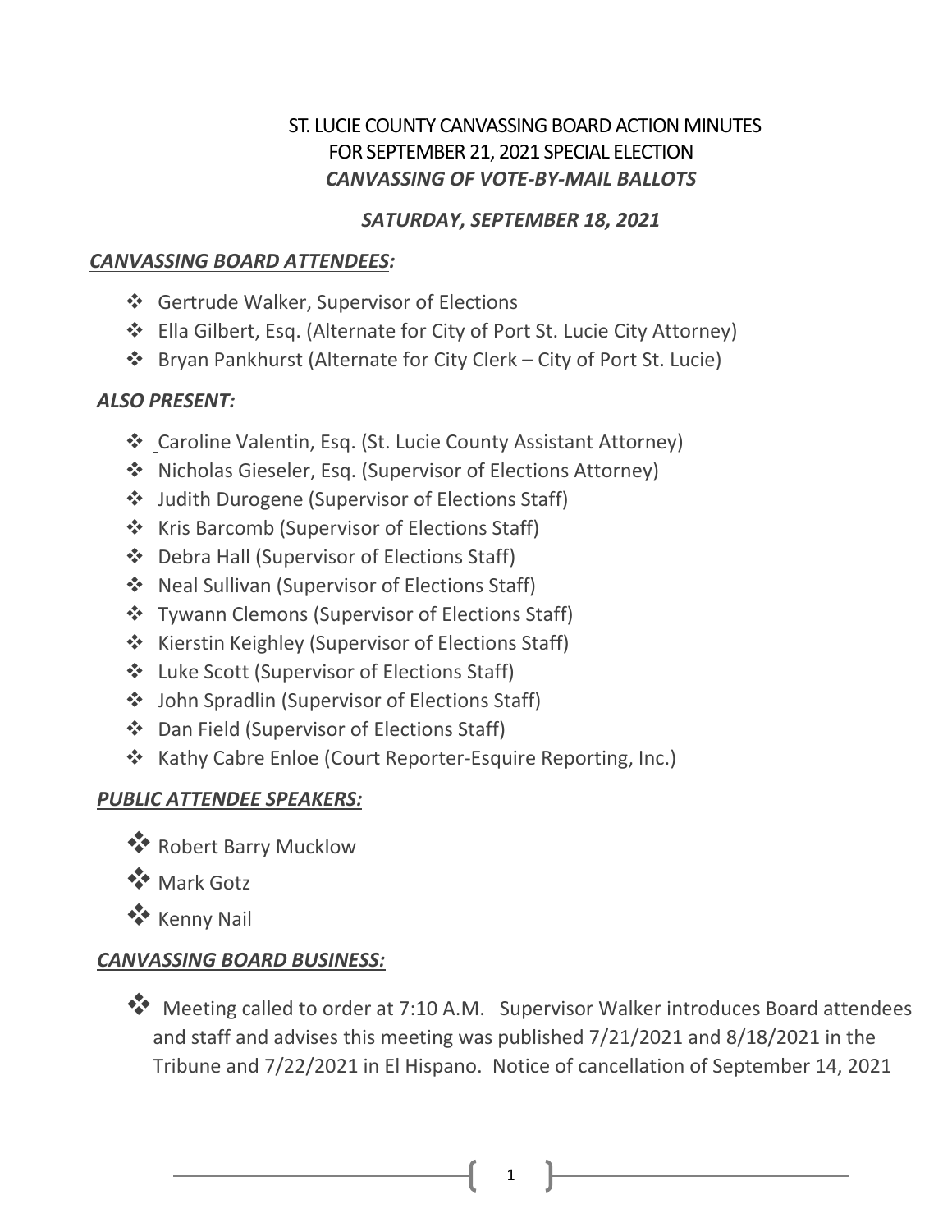# ST. LUCIE COUNTY CANVASSING BOARD ACTION MINUTES
## FOR SEPTEMBER 21, 2021 SPECIAL ELECTION
### *CANVASSING OF VOTE-BY-MAIL BALLOTS*

### *SATURDAY, SEPTEMBER 18, 2021*

***CANVASSING BOARD ATTENDEES:***

- Gertrude Walker, Supervisor of Elections
- Ella Gilbert, Esq. (Alternate for City of Port St. Lucie City Attorney)
- Bryan Pankhurst (Alternate for City Clerk – City of Port St. Lucie)

***ALSO PRESENT:***

- Caroline Valentin, Esq. (St. Lucie County Assistant Attorney)
- Nicholas Gieseler, Esq. (Supervisor of Elections Attorney)
- Judith Durogene (Supervisor of Elections Staff)
- Kris Barcomb (Supervisor of Elections Staff)
- Debra Hall (Supervisor of Elections Staff)
- Neal Sullivan (Supervisor of Elections Staff)
- Tywann Clemons (Supervisor of Elections Staff)
- Kierstin Keighley (Supervisor of Elections Staff)
- Luke Scott (Supervisor of Elections Staff)
- John Spradlin (Supervisor of Elections Staff)
- Dan Field (Supervisor of Elections Staff)
- Kathy Cabre Enloe (Court Reporter-Esquire Reporting, Inc.)

***PUBLIC ATTENDEE SPEAKERS:***

- Robert Barry Mucklow
- Mark Gotz
- Kenny Nail

***CANVASSING BOARD BUSINESS:***

- Meeting called to order at 7:10 A.M. Supervisor Walker introduces Board attendees and staff and advises this meeting was published 7/21/2021 and 8/18/2021 in the Tribune and 7/22/2021 in El Hispano. Notice of cancellation of September 14, 2021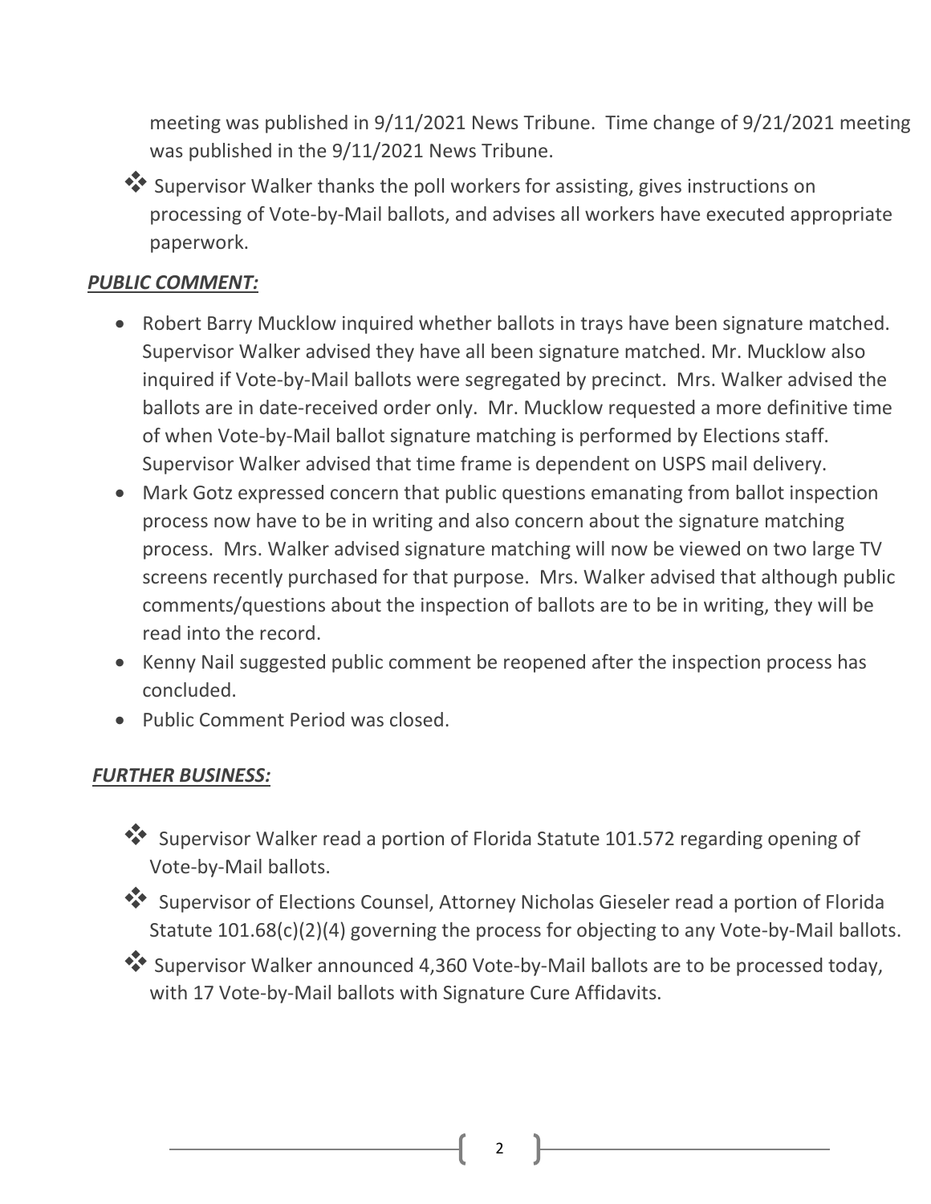meeting was published in 9/11/2021 News Tribune. Time change of 9/21/2021 meeting was published in the 9/11/2021 News Tribune.

- Supervisor Walker thanks the poll workers for assisting, gives instructions on processing of Vote-by-Mail ballots, and advises all workers have executed appropriate paperwork.

***PUBLIC COMMENT:***

- Robert Barry Mucklow inquired whether ballots in trays have been signature matched. Supervisor Walker advised they have all been signature matched. Mr. Mucklow also inquired if Vote-by-Mail ballots were segregated by precinct. Mrs. Walker advised the ballots are in date-received order only. Mr. Mucklow requested a more definitive time of when Vote-by-Mail ballot signature matching is performed by Elections staff. Supervisor Walker advised that time frame is dependent on USPS mail delivery.
- Mark Gotz expressed concern that public questions emanating from ballot inspection process now have to be in writing and also concern about the signature matching process. Mrs. Walker advised signature matching will now be viewed on two large TV screens recently purchased for that purpose. Mrs. Walker advised that although public comments/questions about the inspection of ballots are to be in writing, they will be read into the record.
- Kenny Nail suggested public comment be reopened after the inspection process has concluded.
- Public Comment Period was closed.

***FURTHER BUSINESS:***

- Supervisor Walker read a portion of Florida Statute 101.572 regarding opening of Vote-by-Mail ballots.
- Supervisor of Elections Counsel, Attorney Nicholas Gieseler read a portion of Florida Statute 101.68(c)(2)(4) governing the process for objecting to any Vote-by-Mail ballots.
- Supervisor Walker announced 4,360 Vote-by-Mail ballots are to be processed today, with 17 Vote-by-Mail ballots with Signature Cure Affidavits.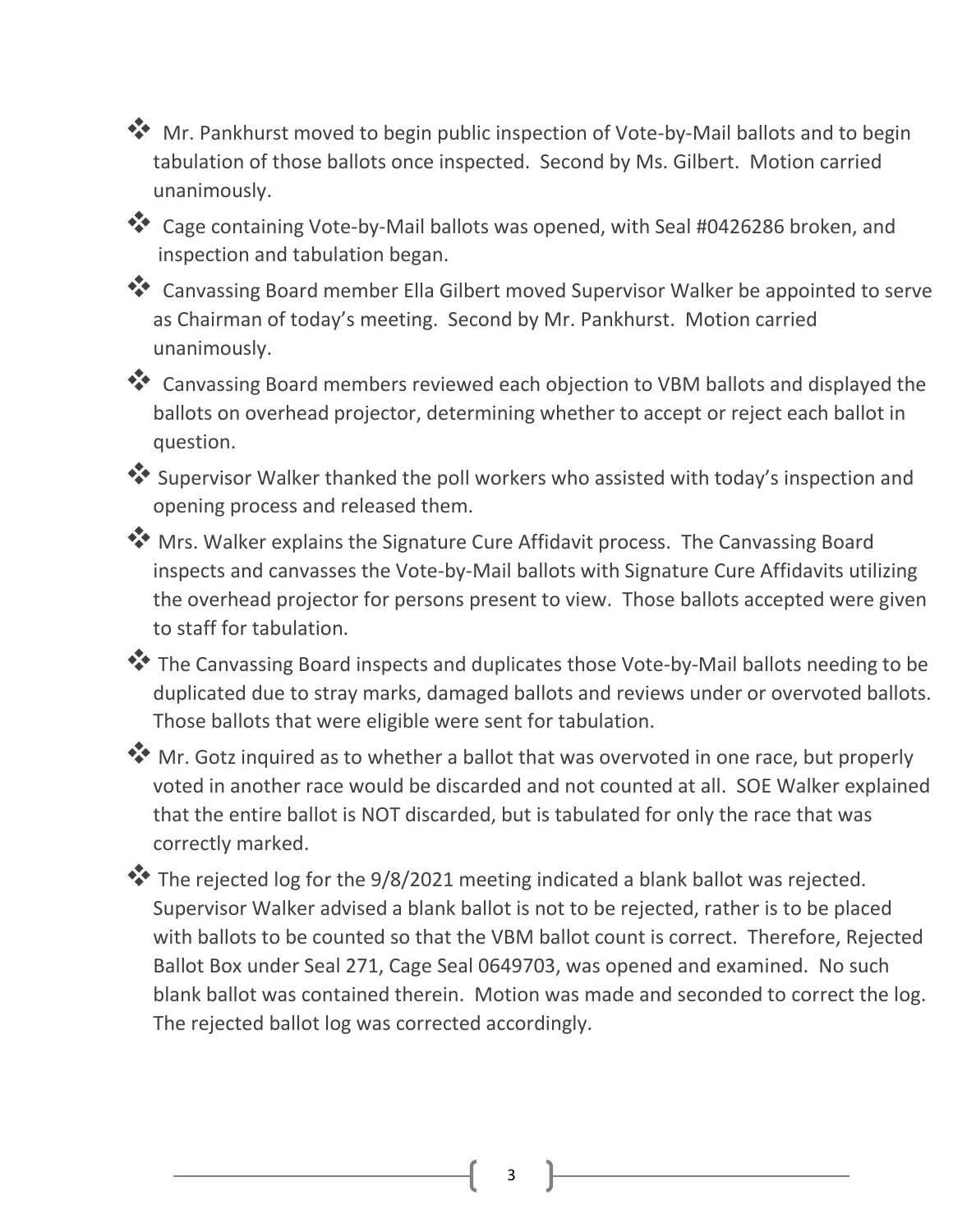- Mr. Pankhurst moved to begin public inspection of Vote-by-Mail ballots and to begin tabulation of those ballots once inspected. Second by Ms. Gilbert. Motion carried unanimously.
- Cage containing Vote-by-Mail ballots was opened, with Seal #0426286 broken, and inspection and tabulation began.
- Canvassing Board member Ella Gilbert moved Supervisor Walker be appointed to serve as Chairman of today's meeting. Second by Mr. Pankhurst. Motion carried unanimously.
- Canvassing Board members reviewed each objection to VBM ballots and displayed the ballots on overhead projector, determining whether to accept or reject each ballot in question.
- Supervisor Walker thanked the poll workers who assisted with today's inspection and opening process and released them.
- Mrs. Walker explains the Signature Cure Affidavit process. The Canvassing Board inspects and canvasses the Vote-by-Mail ballots with Signature Cure Affidavits utilizing the overhead projector for persons present to view. Those ballots accepted were given to staff for tabulation.
- The Canvassing Board inspects and duplicates those Vote-by-Mail ballots needing to be duplicated due to stray marks, damaged ballots and reviews under or overvoted ballots. Those ballots that were eligible were sent for tabulation.
- Mr. Gotz inquired as to whether a ballot that was overvoted in one race, but properly voted in another race would be discarded and not counted at all. SOE Walker explained that the entire ballot is NOT discarded, but is tabulated for only the race that was correctly marked.
- The rejected log for the 9/8/2021 meeting indicated a blank ballot was rejected. Supervisor Walker advised a blank ballot is not to be rejected, rather is to be placed with ballots to be counted so that the VBM ballot count is correct. Therefore, Rejected Ballot Box under Seal 271, Cage Seal 0649703, was opened and examined. No such blank ballot was contained therein. Motion was made and seconded to correct the log. The rejected ballot log was corrected accordingly.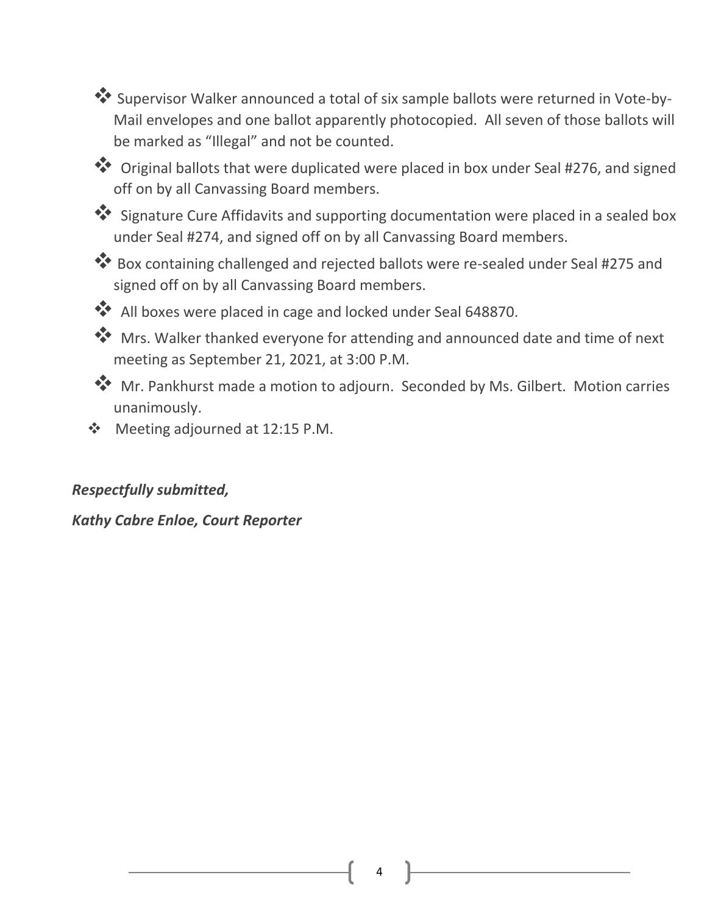- Supervisor Walker announced a total of six sample ballots were returned in Vote-by-Mail envelopes and one ballot apparently photocopied. All seven of those ballots will be marked as "Illegal" and not be counted.
- Original ballots that were duplicated were placed in box under Seal #276, and signed off on by all Canvassing Board members.
- Signature Cure Affidavits and supporting documentation were placed in a sealed box under Seal #274, and signed off on by all Canvassing Board members.
- Box containing challenged and rejected ballots were re-sealed under Seal #275 and signed off on by all Canvassing Board members.
- All boxes were placed in cage and locked under Seal 648870.
- Mrs. Walker thanked everyone for attending and announced date and time of next meeting as September 21, 2021, at 3:00 P.M.
- Mr. Pankhurst made a motion to adjourn. Seconded by Ms. Gilbert. Motion carries unanimously.
- Meeting adjourned at 12:15 P.M.

***Respectfully submitted,***

***Kathy Cabre Enloe, Court Reporter***